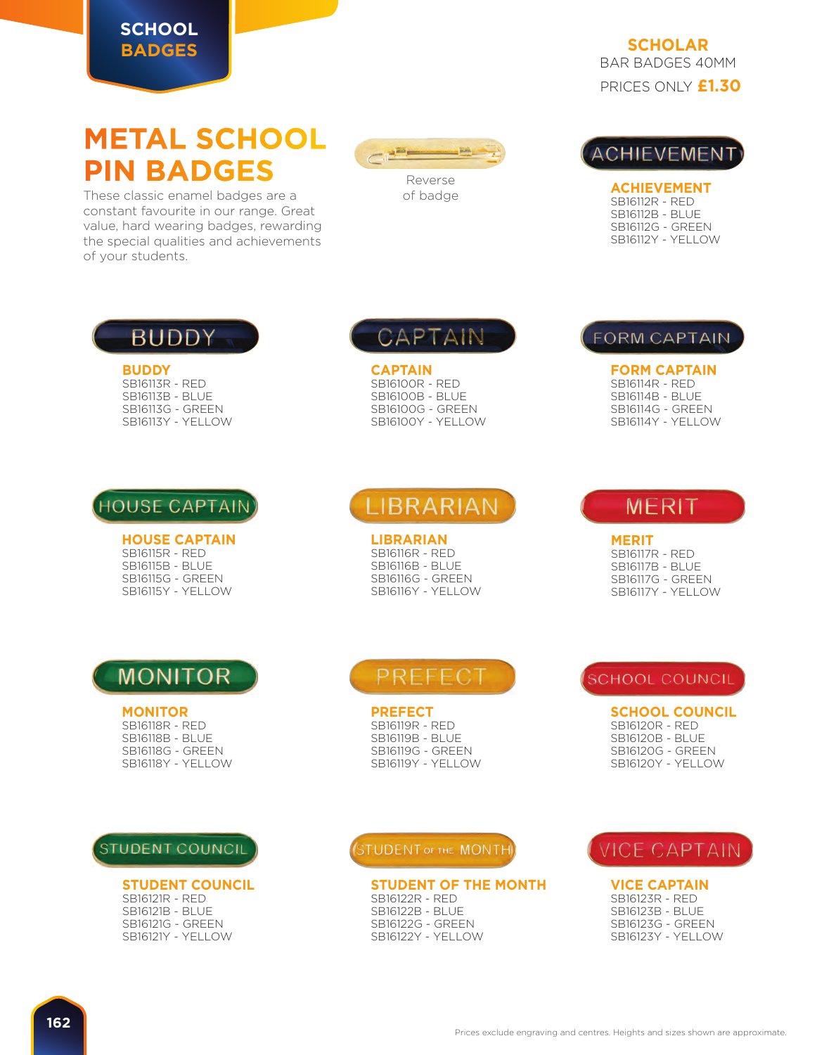SCHOOL BADGES

# METAL SCHOOL PIN BADGES

These classic enamel badges are a constant favourite in our range. Great value, hard wearing badges, rewarding the special qualities and achievements of your students.

Reverse of badge

**SCHOLAR**
BAR BADGES 40MM
PRICES ONLY **£1.30**

### ACHIEVEMENT
SB16112R - RED
SB16112B - BLUE
SB16112G - GREEN
SB16112Y - YELLOW

### BUDDY
SB16113R - RED
SB16113B - BLUE
SB16113G - GREEN
SB16113Y - YELLOW

### CAPTAIN
SB16100R - RED
SB16100B - BLUE
SB16100G - GREEN
SB16100Y - YELLOW

### FORM CAPTAIN
SB16114R - RED
SB16114B - BLUE
SB16114G - GREEN
SB16114Y - YELLOW

### HOUSE CAPTAIN
SB16115R - RED
SB16115B - BLUE
SB16115G - GREEN
SB16115Y - YELLOW

### LIBRARIAN
SB16116R - RED
SB16116B - BLUE
SB16116G - GREEN
SB16116Y - YELLOW

### MERIT
SB16117R - RED
SB16117B - BLUE
SB16117G - GREEN
SB16117Y - YELLOW

### MONITOR
SB16118R - RED
SB16118B - BLUE
SB16118G - GREEN
SB16118Y - YELLOW

### PREFECT
SB16119R - RED
SB16119B - BLUE
SB16119G - GREEN
SB16119Y - YELLOW

### SCHOOL COUNCIL
SB16120R - RED
SB16120B - BLUE
SB16120G - GREEN
SB16120Y - YELLOW

### STUDENT COUNCIL
SB16121R - RED
SB16121B - BLUE
SB16121G - GREEN
SB16121Y - YELLOW

### STUDENT OF THE MONTH
SB16122R - RED
SB16122B - BLUE
SB16122G - GREEN
SB16122Y - YELLOW

### VICE CAPTAIN
SB16123R - RED
SB16123B - BLUE
SB16123G - GREEN
SB16123Y - YELLOW

Prices exclude engraving and centres. Heights and sizes shown are approximate.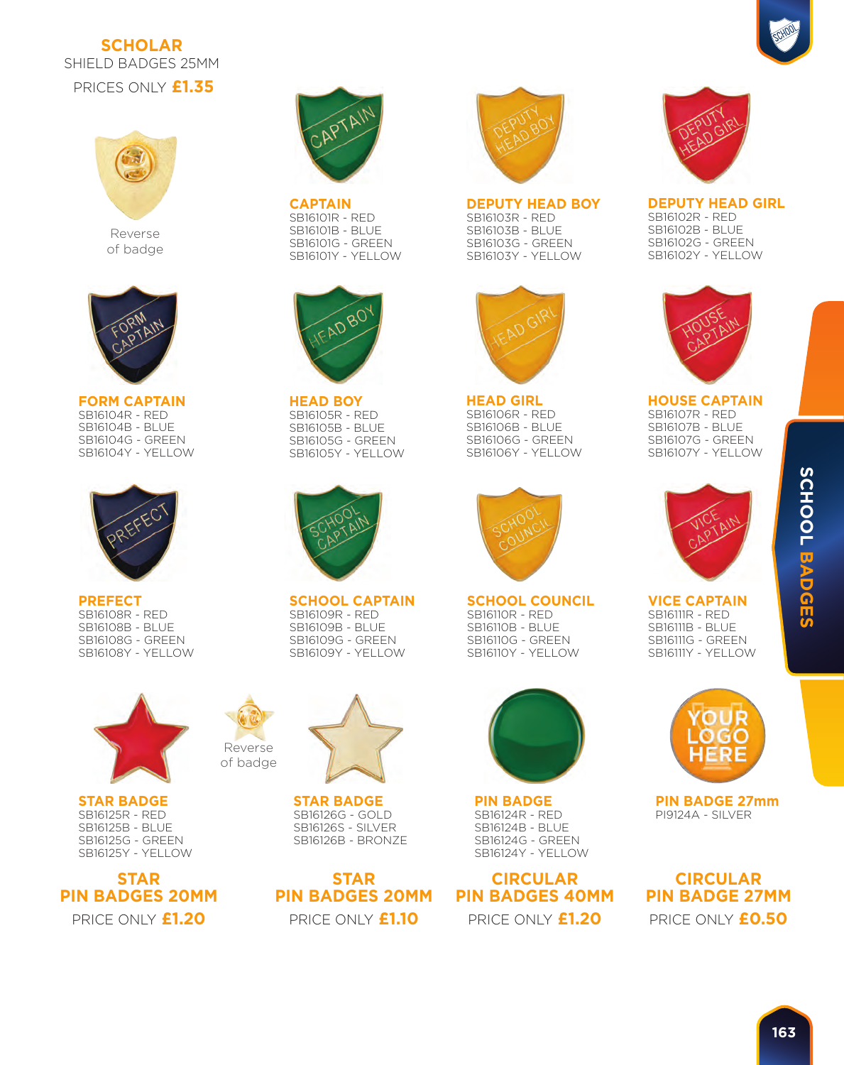## SCHOLAR

SHIELD BADGES 25MM

PRICES ONLY **£1.35**

Reverse of badge

**CAPTAIN**
SB16101R - RED
SB16101B - BLUE
SB16101G - GREEN
SB16101Y - YELLOW

**DEPUTY HEAD BOY**
SB16103R - RED
SB16103B - BLUE
SB16103G - GREEN
SB16103Y - YELLOW

**DEPUTY HEAD GIRL**
SB16102R - RED
SB16102B - BLUE
SB16102G - GREEN
SB16102Y - YELLOW

**FORM CAPTAIN**
SB16104R - RED
SB16104B - BLUE
SB16104G - GREEN
SB16104Y - YELLOW

**HEAD BOY**
SB16105R - RED
SB16105B - BLUE
SB16105G - GREEN
SB16105Y - YELLOW

**HEAD GIRL**
SB16106R - RED
SB16106B - BLUE
SB16106G - GREEN
SB16106Y - YELLOW

**HOUSE CAPTAIN**
SB16107R - RED
SB16107B - BLUE
SB16107G - GREEN
SB16107Y - YELLOW

**PREFECT**
SB16108R - RED
SB16108B - BLUE
SB16108G - GREEN
SB16108Y - YELLOW

**SCHOOL CAPTAIN**
SB16109R - RED
SB16109B - BLUE
SB16109G - GREEN
SB16109Y - YELLOW

**SCHOOL COUNCIL**
SB16110R - RED
SB16110B - BLUE
SB16110G - GREEN
SB16110Y - YELLOW

**VICE CAPTAIN**
SB16111R - RED
SB16111B - BLUE
SB16111G - GREEN
SB16111Y - YELLOW

Reverse of badge

**STAR BADGE**
SB16125R - RED
SB16125B - BLUE
SB16125G - GREEN
SB16125Y - YELLOW

**STAR PIN BADGES 20MM**
PRICE ONLY **£1.20**

**STAR BADGE**
SB16126G - GOLD
SB16126S - SILVER
SB16126B - BRONZE

**STAR PIN BADGES 20MM**
PRICE ONLY **£1.10**

**PIN BADGE**
SB16124R - RED
SB16124B - BLUE
SB16124G - GREEN
SB16124Y - YELLOW

**CIRCULAR PIN BADGES 40MM**
PRICE ONLY **£1.20**

**PIN BADGE 27mm**
PI9124A - SILVER

**CIRCULAR PIN BADGE 27MM**
PRICE ONLY **£0.50**

SCHOOL BADGES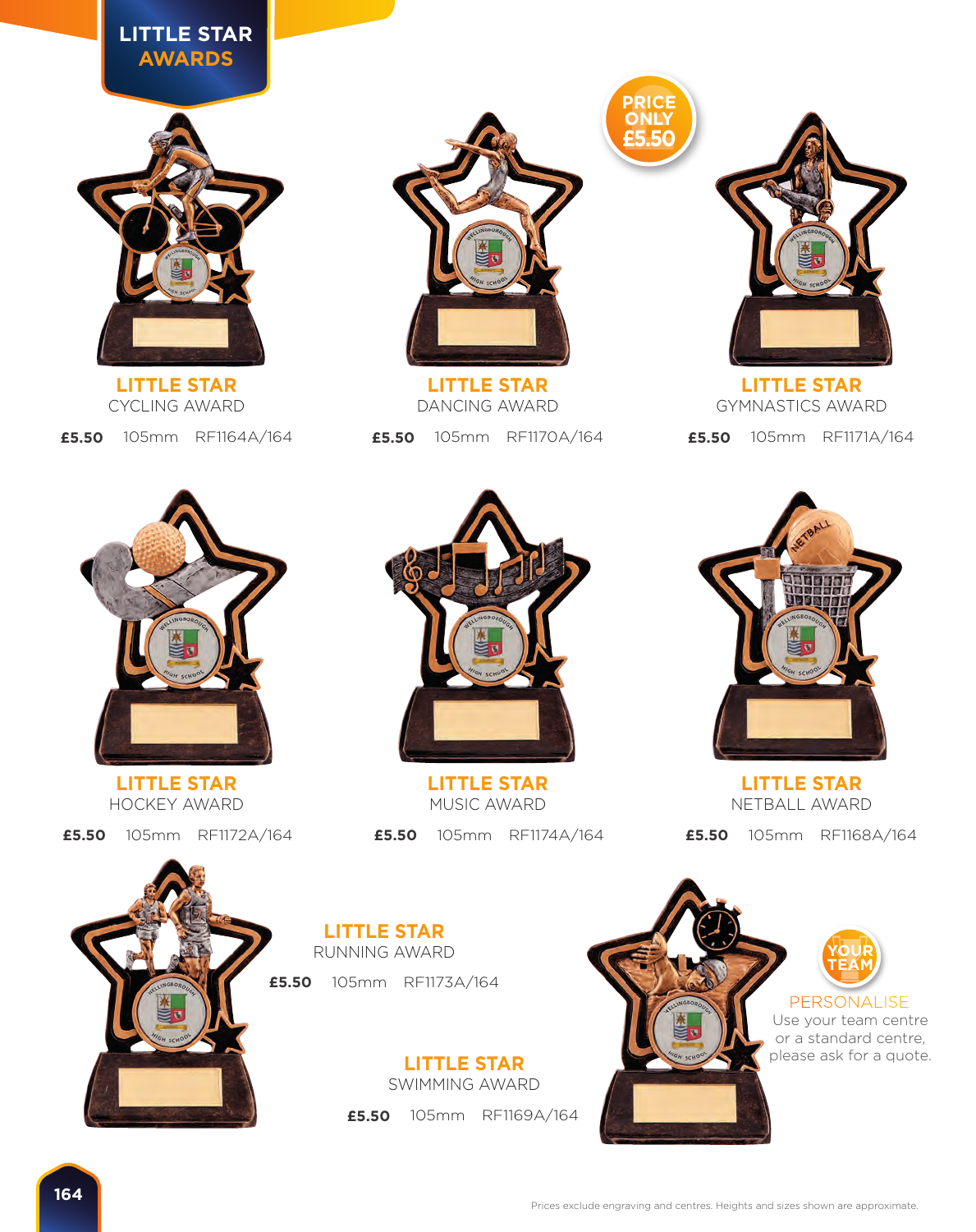# LITTLE STAR AWARDS

**PRICE ONLY £5.50**

### LITTLE STAR
CYCLING AWARD

**£5.50** 105mm RF1164A/164

### LITTLE STAR
DANCING AWARD

**£5.50** 105mm RF1170A/164

### LITTLE STAR
GYMNASTICS AWARD

**£5.50** 105mm RF1171A/164

### LITTLE STAR
HOCKEY AWARD

**£5.50** 105mm RF1172A/164

### LITTLE STAR
MUSIC AWARD

**£5.50** 105mm RF1174A/164

### LITTLE STAR
NETBALL AWARD

**£5.50** 105mm RF1168A/164

### LITTLE STAR
RUNNING AWARD

**£5.50** 105mm RF1173A/164

### LITTLE STAR
SWIMMING AWARD

**£5.50** 105mm RF1169A/164

**YOUR TEAM**

PERSONALISE
Use your team centre or a standard centre, please ask for a quote.

Prices exclude engraving and centres. Heights and sizes shown are approximate.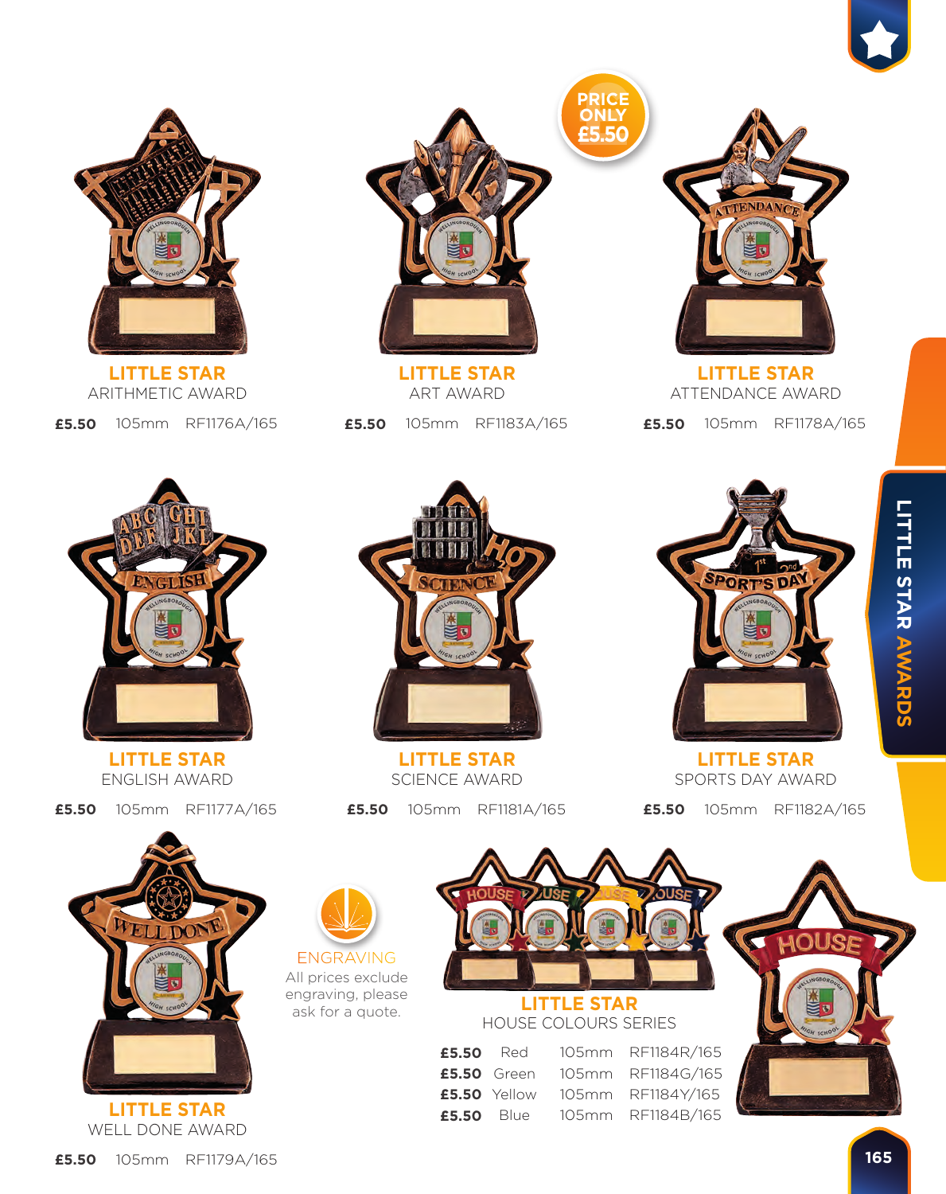PRICE ONLY £5.50

## LITTLE STAR
ARITHMETIC AWARD

**£5.50** 105mm RF1176A/165

## LITTLE STAR
ART AWARD

**£5.50** 105mm RF1183A/165

## LITTLE STAR
ATTENDANCE AWARD

**£5.50** 105mm RF1178A/165

## LITTLE STAR
ENGLISH AWARD

**£5.50** 105mm RF1177A/165

## LITTLE STAR
SCIENCE AWARD

**£5.50** 105mm RF1181A/165

## LITTLE STAR
SPORTS DAY AWARD

**£5.50** 105mm RF1182A/165

## LITTLE STAR
WELL DONE AWARD

**£5.50** 105mm RF1179A/165

ENGRAVING
All prices exclude engraving, please ask for a quote.

## LITTLE STAR
HOUSE COLOURS SERIES

| | | | |
|---|---|---|---|
| **£5.50** | Red | 105mm | RF1184R/165 |
| **£5.50** | Green | 105mm | RF1184G/165 |
| **£5.50** | Yellow | 105mm | RF1184Y/165 |
| **£5.50** | Blue | 105mm | RF1184B/165 |

LITTLE STAR AWARDS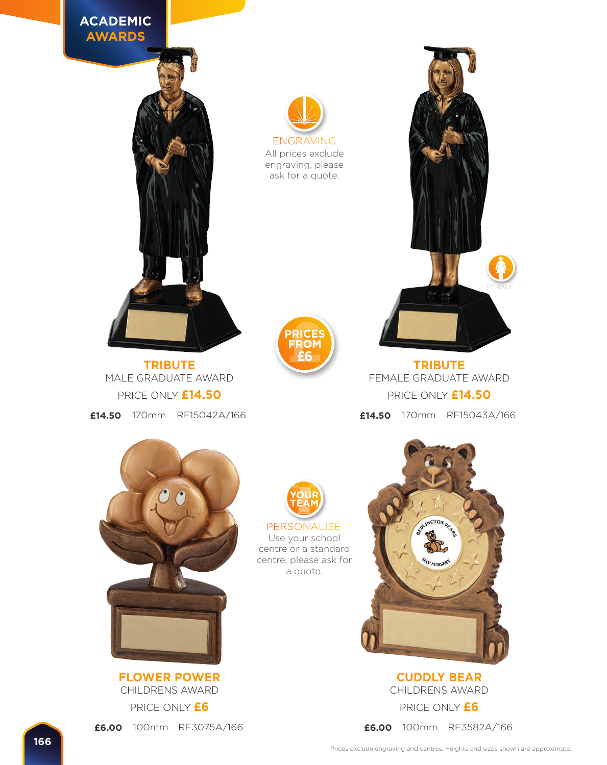# ACADEMIC AWARDS

**ENGRAVING**
All prices exclude engraving, please ask for a quote.

**PRICES FROM £6**

## TRIBUTE
MALE GRADUATE AWARD

PRICE ONLY **£14.50**

**£14.50** 170mm RF15042A/166

## TRIBUTE
FEMALE GRADUATE AWARD

FEMALE

PRICE ONLY **£14.50**

**£14.50** 170mm RF15043A/166

**PERSONALISE**
Use your school centre or a standard centre, please ask for a quote.

## FLOWER POWER
CHILDRENS AWARD

PRICE ONLY **£6**

**£6.00** 100mm RF3075A/166

## CUDDLY BEAR
CHILDRENS AWARD

PRICE ONLY **£6**

**£6.00** 100mm RF3582A/166

Prices exclude engraving and centres. Heights and sizes shown are approximate.